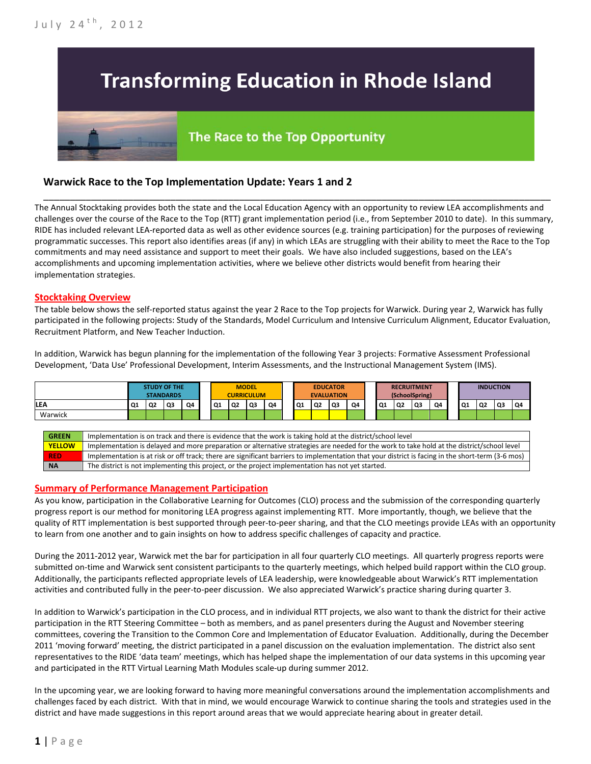July 24th, 2012

# Transforming Education in Rhode Island

## The Race to the Top Opportunity

### Warwick Race to the Top Implementation Update: Years 1 and 2

The Annual Stocktaking provides both the state and the Local Education Agency with an opportunity to review LEA accomplishments and challenges over the course of the Race to the Top (RTT) grant implementation period (i.e., from September 2010 to date). In this summary, RIDE has included relevant LEA-reported data as well as other evidence sources (e.g. training participation) for the purposes of reviewing programmatic successes. This report also identifies areas (if any) in which LEAs are struggling with their ability to meet the Race to the Top commitments and may need assistance and support to meet their goals. We have also included suggestions, based on the LEA's accomplishments and upcoming implementation activities, where we believe other districts would benefit from hearing their implementation strategies.

**Stocktaking Overview**

The table below shows the self-reported status against the year 2 Race to the Top projects for Warwick. During year 2, Warwick has fully participated in the following projects: Study of the Standards, Model Curriculum and Intensive Curriculum Alignment, Educator Evaluation, Recruitment Platform, and New Teacher Induction.

In addition, Warwick has begun planning for the implementation of the following Year 3 projects: Formative Assessment Professional Development, 'Data Use' Professional Development, Interim Assessments, and the Instructional Management System (IMS).

| | STUDY OF THE STANDARDS | | | | MODEL CURRICULUM | | | | EDUCATOR EVALUATION | | | | RECRUITMENT (SchoolSpring) | | | | INDUCTION | | | |
|---|---|---|---|---|---|---|---|---|---|---|---|---|---|---|---|---|---|---|---|---|
| LEA | Q1 | Q2 | Q3 | Q4 | Q1 | Q2 | Q3 | Q4 | Q1 | Q2 | Q3 | Q4 | Q1 | Q2 | Q3 | Q4 | Q1 | Q2 | Q3 | Q4 |
| Warwick | Green | Green | Green | Green | Green | Green | Green | Green | Yellow | Yellow | Yellow | Green | Green | Green | Green | Green | Green | Green | Green | Green |

| | |
|---|---|
| GREEN | Implementation is on track and there is evidence that the work is taking hold at the district/school level |
| YELLOW | Implementation is delayed and more preparation or alternative strategies are needed for the work to take hold at the district/school level |
| RED | Implementation is at risk or off track; there are significant barriers to implementation that your district is facing in the short-term (3-6 mos) |
| NA | The district is not implementing this project, or the project implementation has not yet started. |

**Summary of Performance Management Participation**

As you know, participation in the Collaborative Learning for Outcomes (CLO) process and the submission of the corresponding quarterly progress report is our method for monitoring LEA progress against implementing RTT. More importantly, though, we believe that the quality of RTT implementation is best supported through peer-to-peer sharing, and that the CLO meetings provide LEAs with an opportunity to learn from one another and to gain insights on how to address specific challenges of capacity and practice.

During the 2011-2012 year, Warwick met the bar for participation in all four quarterly CLO meetings. All quarterly progress reports were submitted on-time and Warwick sent consistent participants to the quarterly meetings, which helped build rapport within the CLO group. Additionally, the participants reflected appropriate levels of LEA leadership, were knowledgeable about Warwick's RTT implementation activities and contributed fully in the peer-to-peer discussion. We also appreciated Warwick's practice sharing during quarter 3.

In addition to Warwick's participation in the CLO process, and in individual RTT projects, we also want to thank the district for their active participation in the RTT Steering Committee – both as members, and as panel presenters during the August and November steering committees, covering the Transition to the Common Core and Implementation of Educator Evaluation. Additionally, during the December 2011 'moving forward' meeting, the district participated in a panel discussion on the evaluation implementation. The district also sent representatives to the RIDE 'data team' meetings, which has helped shape the implementation of our data systems in this upcoming year and participated in the RTT Virtual Learning Math Modules scale-up during summer 2012.

In the upcoming year, we are looking forward to having more meaningful conversations around the implementation accomplishments and challenges faced by each district. With that in mind, we would encourage Warwick to continue sharing the tools and strategies used in the district and have made suggestions in this report around areas that we would appreciate hearing about in greater detail.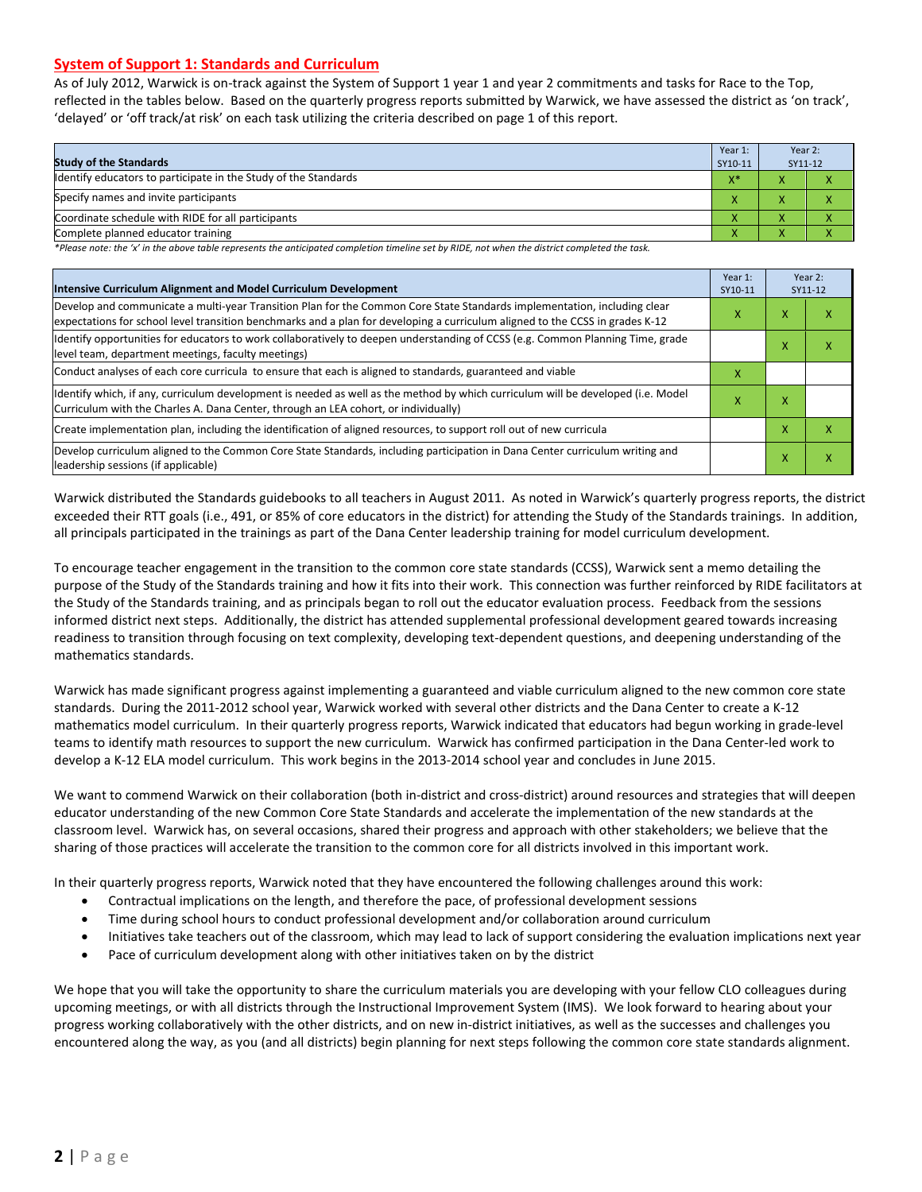## System of Support 1: Standards and Curriculum

As of July 2012, Warwick is on-track against the System of Support 1 year 1 and year 2 commitments and tasks for Race to the Top, reflected in the tables below. Based on the quarterly progress reports submitted by Warwick, we have assessed the district as 'on track', 'delayed' or 'off track/at risk' on each task utilizing the criteria described on page 1 of this report.

| Study of the Standards | Year 1: SY10-11 | Year 2: SY11-12 | |
|---|---|---|---|
| Identify educators to participate in the Study of the Standards | X* | X | X |
| Specify names and invite participants | X | X | X |
| Coordinate schedule with RIDE for all participants | X | X | X |
| Complete planned educator training | X | X | X |

*Please note: the 'x' in the above table represents the anticipated completion timeline set by RIDE, not when the district completed the task.

| Intensive Curriculum Alignment and Model Curriculum Development | Year 1: SY10-11 | Year 2: SY11-12 | |
|---|---|---|---|
| Develop and communicate a multi-year Transition Plan for the Common Core State Standards implementation, including clear expectations for school level transition benchmarks and a plan for developing a curriculum aligned to the CCSS in grades K-12 | X | X | X |
| Identify opportunities for educators to work collaboratively to deepen understanding of CCSS (e.g. Common Planning Time, grade level team, department meetings, faculty meetings) | | X | X |
| Conduct analyses of each core curricula to ensure that each is aligned to standards, guaranteed and viable | X | | |
| Identify which, if any, curriculum development is needed as well as the method by which curriculum will be developed (i.e. Model Curriculum with the Charles A. Dana Center, through an LEA cohort, or individually) | X | X | |
| Create implementation plan, including the identification of aligned resources, to support roll out of new curricula | | X | X |
| Develop curriculum aligned to the Common Core State Standards, including participation in Dana Center curriculum writing and leadership sessions (if applicable) | | X | X |

Warwick distributed the Standards guidebooks to all teachers in August 2011. As noted in Warwick's quarterly progress reports, the district exceeded their RTT goals (i.e., 491, or 85% of core educators in the district) for attending the Study of the Standards trainings. In addition, all principals participated in the trainings as part of the Dana Center leadership training for model curriculum development.

To encourage teacher engagement in the transition to the common core state standards (CCSS), Warwick sent a memo detailing the purpose of the Study of the Standards training and how it fits into their work. This connection was further reinforced by RIDE facilitators at the Study of the Standards training, and as principals began to roll out the educator evaluation process. Feedback from the sessions informed district next steps. Additionally, the district has attended supplemental professional development geared towards increasing readiness to transition through focusing on text complexity, developing text-dependent questions, and deepening understanding of the mathematics standards.

Warwick has made significant progress against implementing a guaranteed and viable curriculum aligned to the new common core state standards. During the 2011-2012 school year, Warwick worked with several other districts and the Dana Center to create a K-12 mathematics model curriculum. In their quarterly progress reports, Warwick indicated that educators had begun working in grade-level teams to identify math resources to support the new curriculum. Warwick has confirmed participation in the Dana Center-led work to develop a K-12 ELA model curriculum. This work begins in the 2013-2014 school year and concludes in June 2015.

We want to commend Warwick on their collaboration (both in-district and cross-district) around resources and strategies that will deepen educator understanding of the new Common Core State Standards and accelerate the implementation of the new standards at the classroom level. Warwick has, on several occasions, shared their progress and approach with other stakeholders; we believe that the sharing of those practices will accelerate the transition to the common core for all districts involved in this important work.

In their quarterly progress reports, Warwick noted that they have encountered the following challenges around this work:

- Contractual implications on the length, and therefore the pace, of professional development sessions
- Time during school hours to conduct professional development and/or collaboration around curriculum
- Initiatives take teachers out of the classroom, which may lead to lack of support considering the evaluation implications next year
- Pace of curriculum development along with other initiatives taken on by the district

We hope that you will take the opportunity to share the curriculum materials you are developing with your fellow CLO colleagues during upcoming meetings, or with all districts through the Instructional Improvement System (IMS). We look forward to hearing about your progress working collaboratively with the other districts, and on new in-district initiatives, as well as the successes and challenges you encountered along the way, as you (and all districts) begin planning for next steps following the common core state standards alignment.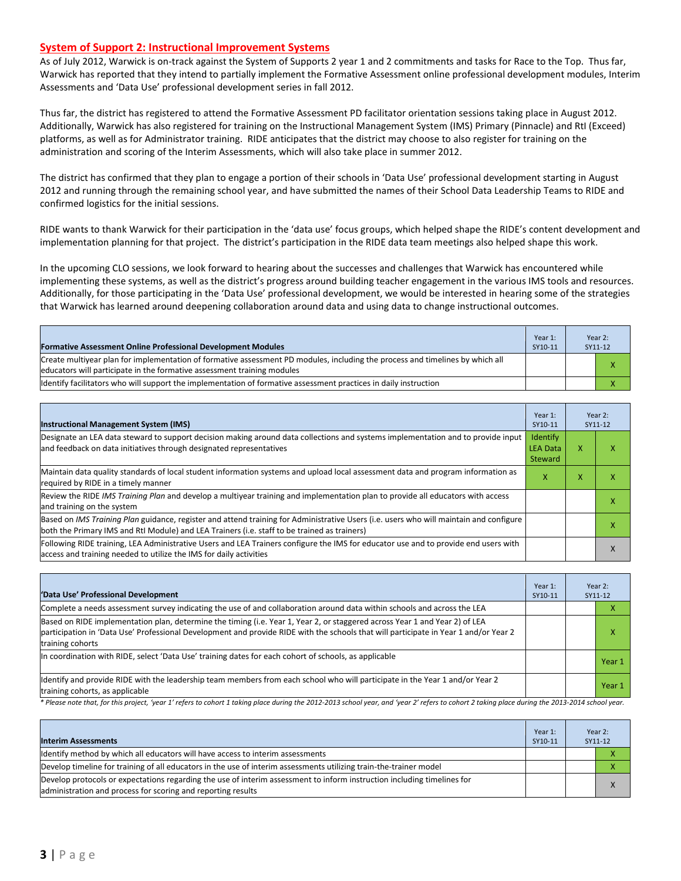## System of Support 2: Instructional Improvement Systems

As of July 2012, Warwick is on-track against the System of Supports 2 year 1 and 2 commitments and tasks for Race to the Top. Thus far, Warwick has reported that they intend to partially implement the Formative Assessment online professional development modules, Interim Assessments and 'Data Use' professional development series in fall 2012.

Thus far, the district has registered to attend the Formative Assessment PD facilitator orientation sessions taking place in August 2012. Additionally, Warwick has also registered for training on the Instructional Management System (IMS) Primary (Pinnacle) and RtI (Exceed) platforms, as well as for Administrator training. RIDE anticipates that the district may choose to also register for training on the administration and scoring of the Interim Assessments, which will also take place in summer 2012.

The district has confirmed that they plan to engage a portion of their schools in 'Data Use' professional development starting in August 2012 and running through the remaining school year, and have submitted the names of their School Data Leadership Teams to RIDE and confirmed logistics for the initial sessions.

RIDE wants to thank Warwick for their participation in the 'data use' focus groups, which helped shape the RIDE's content development and implementation planning for that project. The district's participation in the RIDE data team meetings also helped shape this work.

In the upcoming CLO sessions, we look forward to hearing about the successes and challenges that Warwick has encountered while implementing these systems, as well as the district's progress around building teacher engagement in the various IMS tools and resources. Additionally, for those participating in the 'Data Use' professional development, we would be interested in hearing some of the strategies that Warwick has learned around deepening collaboration around data and using data to change instructional outcomes.

| Formative Assessment Online Professional Development Modules | Year 1: SY10-11 | Year 2: SY11-12 | |
|---|---|---|---|
| Create multiyear plan for implementation of formative assessment PD modules, including the process and timelines by which all educators will participate in the formative assessment training modules | | | X |
| Identify facilitators who will support the implementation of formative assessment practices in daily instruction | | | X |

| Instructional Management System (IMS) | Year 1: SY10-11 | Year 2: SY11-12 | |
|---|---|---|---|
| Designate an LEA data steward to support decision making around data collections and systems implementation and to provide input and feedback on data initiatives through designated representatives | Identify LEA Data Steward | X | X |
| Maintain data quality standards of local student information systems and upload local assessment data and program information as required by RIDE in a timely manner | X | X | X |
| Review the RIDE *IMS Training Plan* and develop a multiyear training and implementation plan to provide all educators with access and training on the system | | | X |
| Based on *IMS Training Plan* guidance, register and attend training for Administrative Users (i.e. users who will maintain and configure both the Primary IMS and RtI Module) and LEA Trainers (i.e. staff to be trained as trainers) | | | X |
| Following RIDE training, LEA Administrative Users and LEA Trainers configure the IMS for educator use and to provide end users with access and training needed to utilize the IMS for daily activities | | | X |

| 'Data Use' Professional Development | Year 1: SY10-11 | Year 2: SY11-12 | |
|---|---|---|---|
| Complete a needs assessment survey indicating the use of and collaboration around data within schools and across the LEA | | | X |
| Based on RIDE implementation plan, determine the timing (i.e. Year 1, Year 2, or staggered across Year 1 and Year 2) of LEA participation in 'Data Use' Professional Development and provide RIDE with the schools that will participate in Year 1 and/or Year 2 training cohorts | | | X |
| In coordination with RIDE, select 'Data Use' training dates for each cohort of schools, as applicable | | | Year 1 |
| Identify and provide RIDE with the leadership team members from each school who will participate in the Year 1 and/or Year 2 training cohorts, as applicable | | | Year 1 |

*\* Please note that, for this project, 'year 1' refers to cohort 1 taking place during the 2012-2013 school year, and 'year 2' refers to cohort 2 taking place during the 2013-2014 school year.*

| Interim Assessments | Year 1: SY10-11 | Year 2: SY11-12 | |
|---|---|---|---|
| Identify method by which all educators will have access to interim assessments | | | X |
| Develop timeline for training of all educators in the use of interim assessments utilizing train-the-trainer model | | | X |
| Develop protocols or expectations regarding the use of interim assessment to inform instruction including timelines for administration and process for scoring and reporting results | | | X |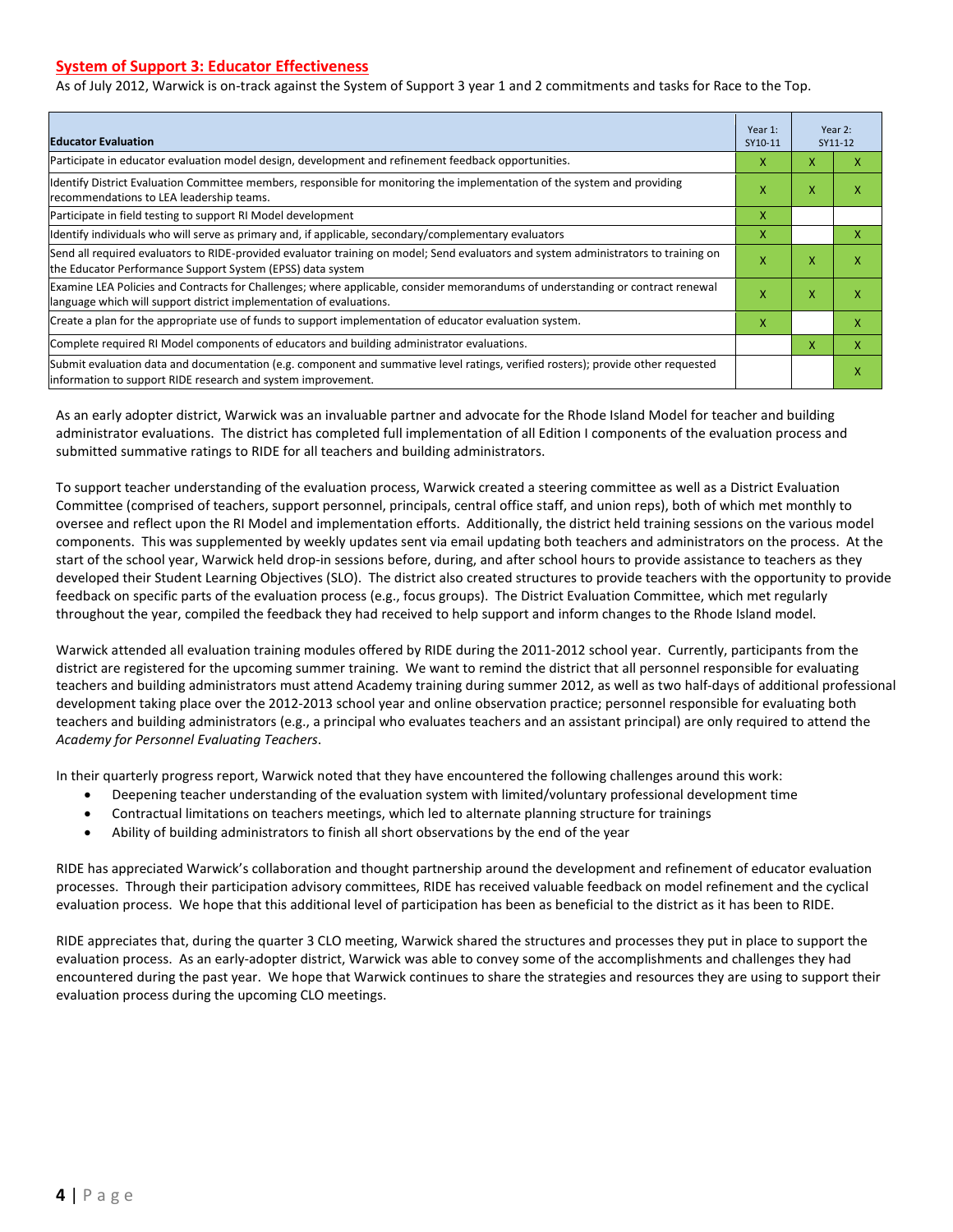## System of Support 3: Educator Effectiveness

As of July 2012, Warwick is on-track against the System of Support 3 year 1 and 2 commitments and tasks for Race to the Top.

| Educator Evaluation | Year 1: SY10-11 | Year 2: SY11-12 | |
|---|---|---|---|
| Participate in educator evaluation model design, development and refinement feedback opportunities. | X | X | X |
| Identify District Evaluation Committee members, responsible for monitoring the implementation of the system and providing recommendations to LEA leadership teams. | X | X | X |
| Participate in field testing to support RI Model development | X | | |
| Identify individuals who will serve as primary and, if applicable, secondary/complementary evaluators | X | | X |
| Send all required evaluators to RIDE-provided evaluator training on model; Send evaluators and system administrators to training on the Educator Performance Support System (EPSS) data system | X | X | X |
| Examine LEA Policies and Contracts for Challenges; where applicable, consider memorandums of understanding or contract renewal language which will support district implementation of evaluations. | X | X | X |
| Create a plan for the appropriate use of funds to support implementation of educator evaluation system. | X | | X |
| Complete required RI Model components of educators and building administrator evaluations. | | X | X |
| Submit evaluation data and documentation (e.g. component and summative level ratings, verified rosters); provide other requested information to support RIDE research and system improvement. | | | X |

As an early adopter district, Warwick was an invaluable partner and advocate for the Rhode Island Model for teacher and building administrator evaluations. The district has completed full implementation of all Edition I components of the evaluation process and submitted summative ratings to RIDE for all teachers and building administrators.

To support teacher understanding of the evaluation process, Warwick created a steering committee as well as a District Evaluation Committee (comprised of teachers, support personnel, principals, central office staff, and union reps), both of which met monthly to oversee and reflect upon the RI Model and implementation efforts. Additionally, the district held training sessions on the various model components. This was supplemented by weekly updates sent via email updating both teachers and administrators on the process. At the start of the school year, Warwick held drop-in sessions before, during, and after school hours to provide assistance to teachers as they developed their Student Learning Objectives (SLO). The district also created structures to provide teachers with the opportunity to provide feedback on specific parts of the evaluation process (e.g., focus groups). The District Evaluation Committee, which met regularly throughout the year, compiled the feedback they had received to help support and inform changes to the Rhode Island model.

Warwick attended all evaluation training modules offered by RIDE during the 2011-2012 school year. Currently, participants from the district are registered for the upcoming summer training. We want to remind the district that all personnel responsible for evaluating teachers and building administrators must attend Academy training during summer 2012, as well as two half-days of additional professional development taking place over the 2012-2013 school year and online observation practice; personnel responsible for evaluating both teachers and building administrators (e.g., a principal who evaluates teachers and an assistant principal) are only required to attend the *Academy for Personnel Evaluating Teachers*.

In their quarterly progress report, Warwick noted that they have encountered the following challenges around this work:

- Deepening teacher understanding of the evaluation system with limited/voluntary professional development time
- Contractual limitations on teachers meetings, which led to alternate planning structure for trainings
- Ability of building administrators to finish all short observations by the end of the year

RIDE has appreciated Warwick's collaboration and thought partnership around the development and refinement of educator evaluation processes. Through their participation advisory committees, RIDE has received valuable feedback on model refinement and the cyclical evaluation process. We hope that this additional level of participation has been as beneficial to the district as it has been to RIDE.

RIDE appreciates that, during the quarter 3 CLO meeting, Warwick shared the structures and processes they put in place to support the evaluation process. As an early-adopter district, Warwick was able to convey some of the accomplishments and challenges they had encountered during the past year. We hope that Warwick continues to share the strategies and resources they are using to support their evaluation process during the upcoming CLO meetings.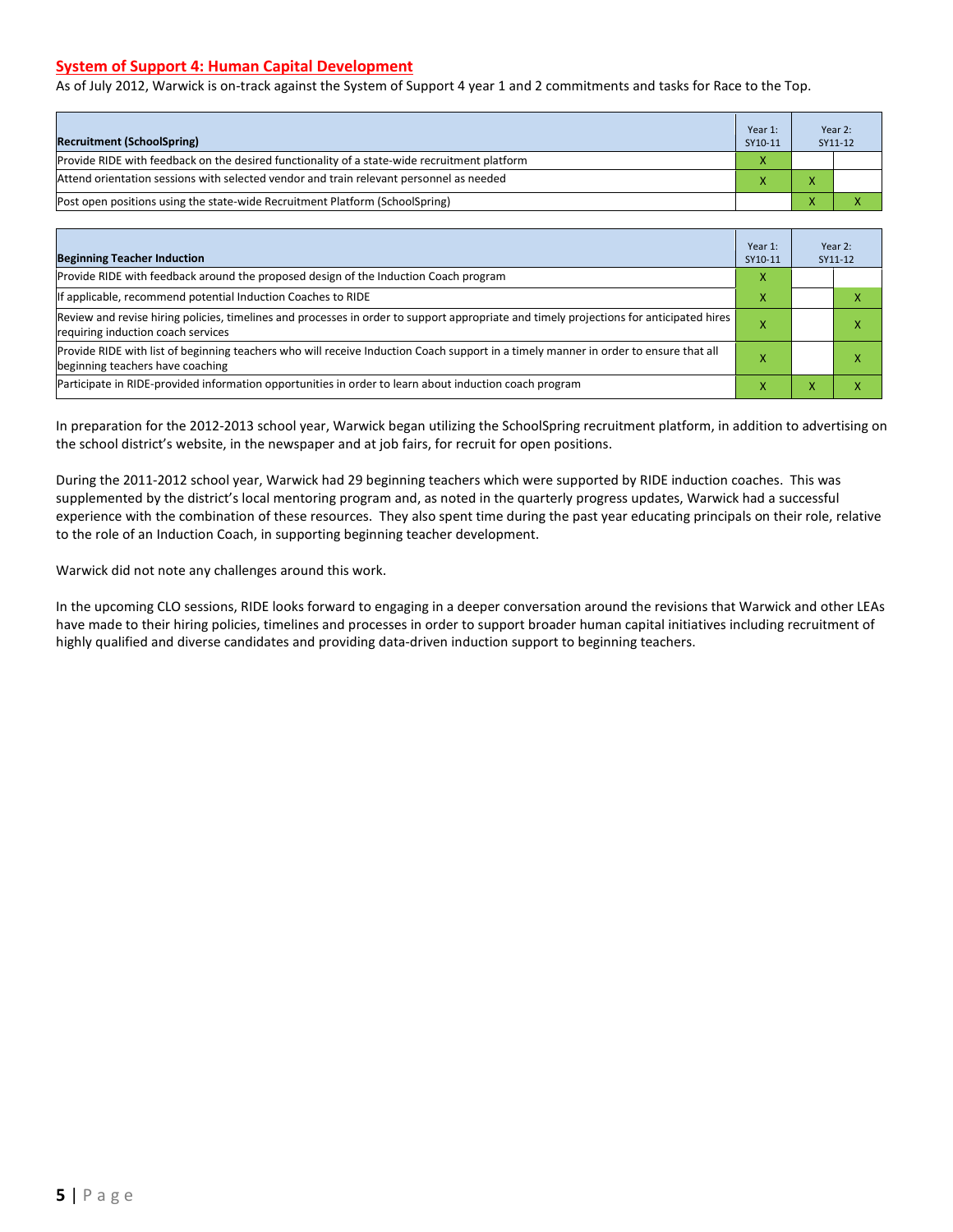## System of Support 4: Human Capital Development

As of July 2012, Warwick is on-track against the System of Support 4 year 1 and 2 commitments and tasks for Race to the Top.

| Recruitment (SchoolSpring) | Year 1: SY10-11 | Year 2: SY11-12 | |
|---|---|---|---|
| Provide RIDE with feedback on the desired functionality of a state-wide recruitment platform | X | | |
| Attend orientation sessions with selected vendor and train relevant personnel as needed | X | X | |
| Post open positions using the state-wide Recruitment Platform (SchoolSpring) | | X | X |

| Beginning Teacher Induction | Year 1: SY10-11 | Year 2: SY11-12 | |
|---|---|---|---|
| Provide RIDE with feedback around the proposed design of the Induction Coach program | X | | |
| If applicable, recommend potential Induction Coaches to RIDE | X | | X |
| Review and revise hiring policies, timelines and processes in order to support appropriate and timely projections for anticipated hires requiring induction coach services | X | | X |
| Provide RIDE with list of beginning teachers who will receive Induction Coach support in a timely manner in order to ensure that all beginning teachers have coaching | X | | X |
| Participate in RIDE-provided information opportunities in order to learn about induction coach program | X | X | X |

In preparation for the 2012-2013 school year, Warwick began utilizing the SchoolSpring recruitment platform, in addition to advertising on the school district's website, in the newspaper and at job fairs, for recruit for open positions.

During the 2011-2012 school year, Warwick had 29 beginning teachers which were supported by RIDE induction coaches. This was supplemented by the district's local mentoring program and, as noted in the quarterly progress updates, Warwick had a successful experience with the combination of these resources. They also spent time during the past year educating principals on their role, relative to the role of an Induction Coach, in supporting beginning teacher development.

Warwick did not note any challenges around this work.

In the upcoming CLO sessions, RIDE looks forward to engaging in a deeper conversation around the revisions that Warwick and other LEAs have made to their hiring policies, timelines and processes in order to support broader human capital initiatives including recruitment of highly qualified and diverse candidates and providing data-driven induction support to beginning teachers.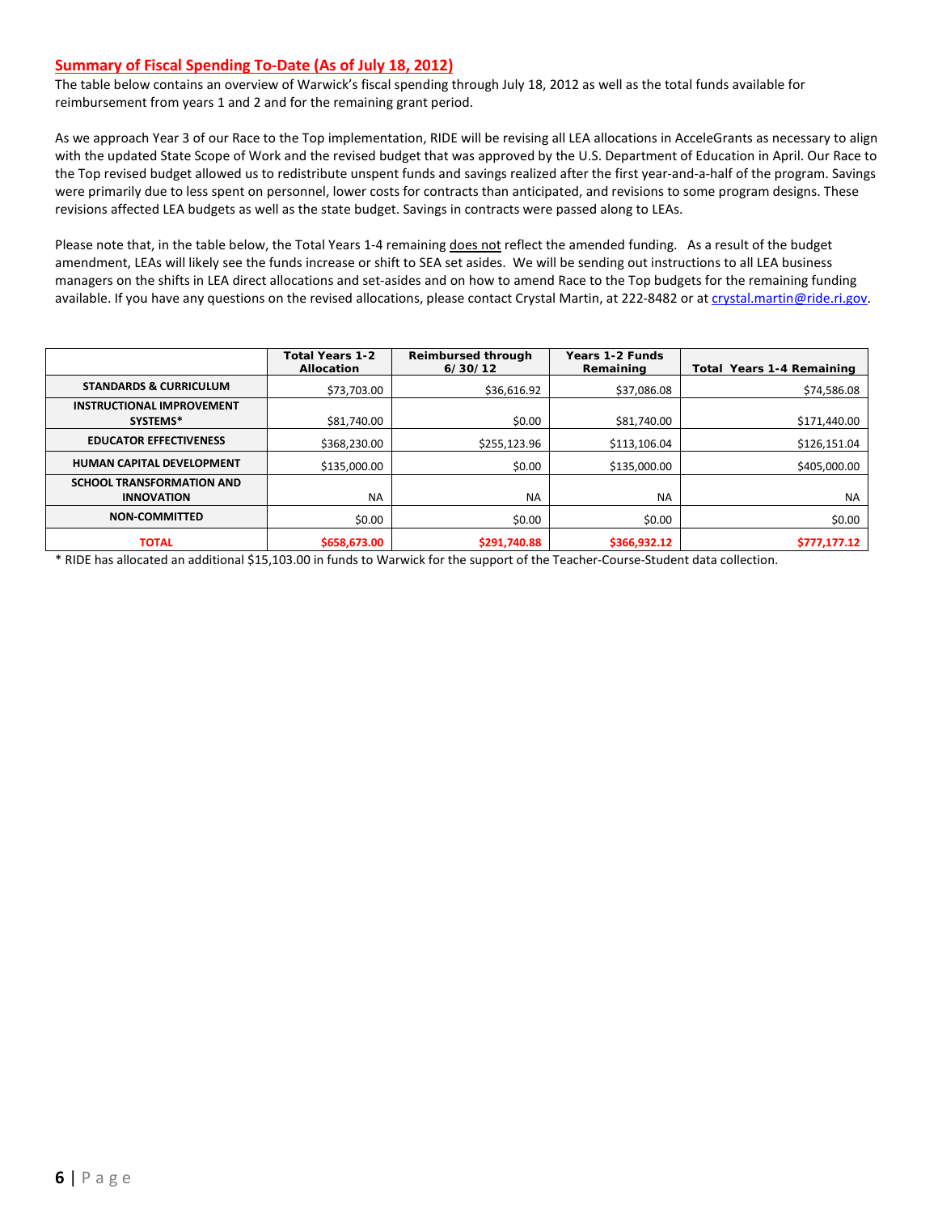## Summary of Fiscal Spending To-Date (As of July 18, 2012)

The table below contains an overview of Warwick's fiscal spending through July 18, 2012 as well as the total funds available for reimbursement from years 1 and 2 and for the remaining grant period.

As we approach Year 3 of our Race to the Top implementation, RIDE will be revising all LEA allocations in AcceleGrants as necessary to align with the updated State Scope of Work and the revised budget that was approved by the U.S. Department of Education in April. Our Race to the Top revised budget allowed us to redistribute unspent funds and savings realized after the first year-and-a-half of the program. Savings were primarily due to less spent on personnel, lower costs for contracts than anticipated, and revisions to some program designs. These revisions affected LEA budgets as well as the state budget. Savings in contracts were passed along to LEAs.

Please note that, in the table below, the Total Years 1-4 remaining does not reflect the amended funding. As a result of the budget amendment, LEAs will likely see the funds increase or shift to SEA set asides. We will be sending out instructions to all LEA business managers on the shifts in LEA direct allocations and set-asides and on how to amend Race to the Top budgets for the remaining funding available. If you have any questions on the revised allocations, please contact Crystal Martin, at 222-8482 or at crystal.martin@ride.ri.gov.

| | Total Years 1-2 Allocation | Reimbursed through 6/30/12 | Years 1-2 Funds Remaining | Total Years 1-4 Remaining |
|---|---|---|---|---|
| **STANDARDS & CURRICULUM** | $73,703.00 | $36,616.92 | $37,086.08 | $74,586.08 |
| **INSTRUCTIONAL IMPROVEMENT SYSTEMS*** | $81,740.00 | $0.00 | $81,740.00 | $171,440.00 |
| **EDUCATOR EFFECTIVENESS** | $368,230.00 | $255,123.96 | $113,106.04 | $126,151.04 |
| **HUMAN CAPITAL DEVELOPMENT** | $135,000.00 | $0.00 | $135,000.00 | $405,000.00 |
| **SCHOOL TRANSFORMATION AND INNOVATION** | NA | NA | NA | NA |
| **NON-COMMITTED** | $0.00 | $0.00 | $0.00 | $0.00 |
| **TOTAL** | **$658,673.00** | **$291,740.88** | **$366,932.12** | **$777,177.12** |

* RIDE has allocated an additional $15,103.00 in funds to Warwick for the support of the Teacher-Course-Student data collection.